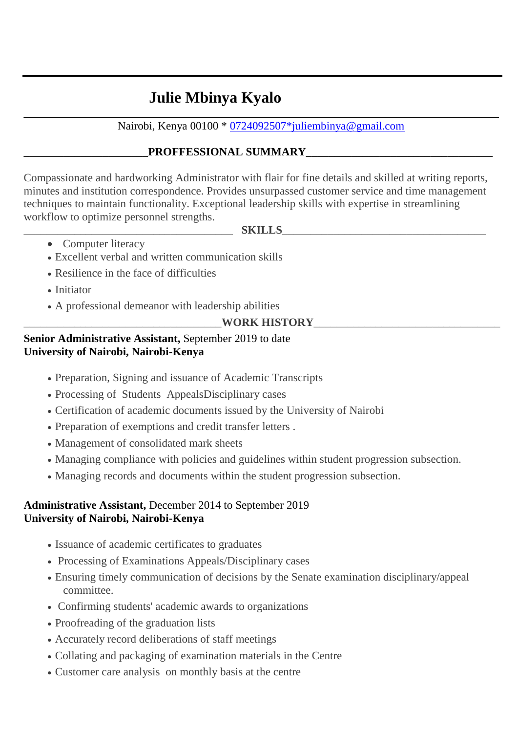# Julie Mbinya Kyalo

Nairobi, Kenya 00100 * 0724092507*juliembinya@gmail.com

## PROFFESSIONAL SUMMARY

Compassionate and hardworking Administrator with flair for fine details and skilled at writing reports, minutes and institution correspondence. Provides unsurpassed customer service and time management techniques to maintain functionality. Exceptional leadership skills with expertise in streamlining workflow to optimize personnel strengths.

## SKILLS

- Computer literacy
- Excellent verbal and written communication skills
- Resilience in the face of difficulties
- Initiator
- A professional demeanor with leadership abilities

## WORK HISTORY

**Senior Administrative Assistant,** September 2019 to date
**University of Nairobi, Nairobi-Kenya**

- Preparation, Signing and issuance of Academic Transcripts
- Processing of Students AppealsDisciplinary cases
- Certification of academic documents issued by the University of Nairobi
- Preparation of exemptions and credit transfer letters .
- Management of consolidated mark sheets
- Managing compliance with policies and guidelines within student progression subsection.
- Managing records and documents within the student progression subsection.

**Administrative Assistant,** December 2014 to September 2019
**University of Nairobi, Nairobi-Kenya**

- Issuance of academic certificates to graduates
- Processing of Examinations Appeals/Disciplinary cases
- Ensuring timely communication of decisions by the Senate examination disciplinary/appeal committee.
- Confirming students' academic awards to organizations
- Proofreading of the graduation lists
- Accurately record deliberations of staff meetings
- Collating and packaging of examination materials in the Centre
- Customer care analysis on monthly basis at the centre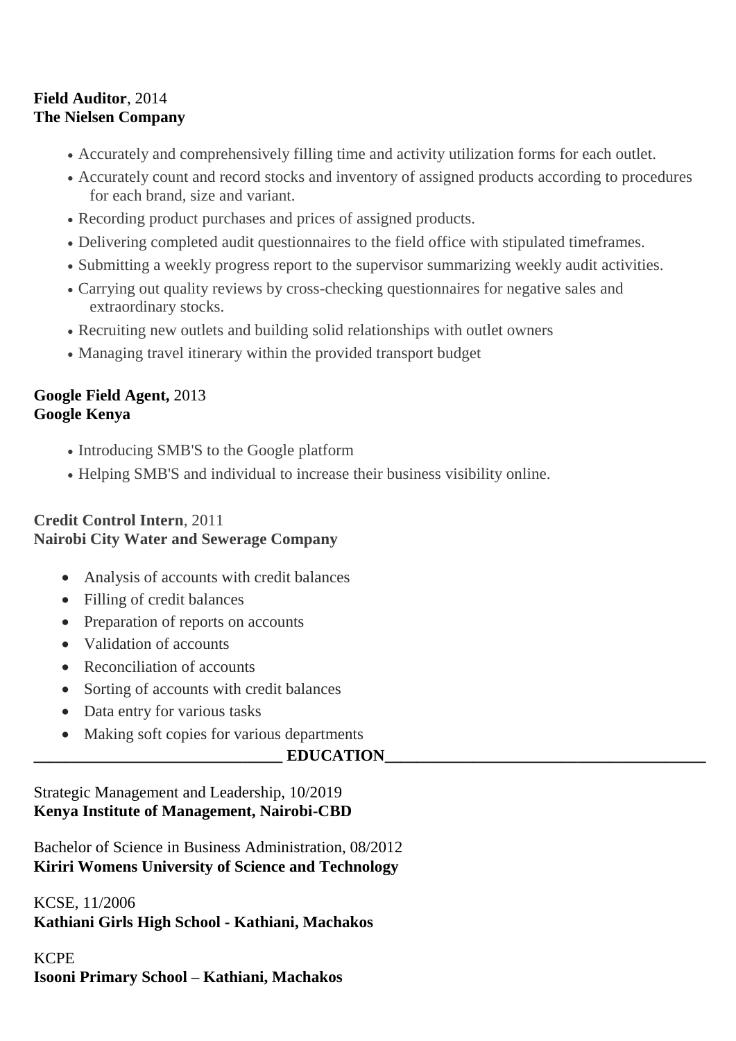**Field Auditor**, 2014
**The Nielsen Company**

- Accurately and comprehensively filling time and activity utilization forms for each outlet.
- Accurately count and record stocks and inventory of assigned products according to procedures for each brand, size and variant.
- Recording product purchases and prices of assigned products.
- Delivering completed audit questionnaires to the field office with stipulated timeframes.
- Submitting a weekly progress report to the supervisor summarizing weekly audit activities.
- Carrying out quality reviews by cross-checking questionnaires for negative sales and extraordinary stocks.
- Recruiting new outlets and building solid relationships with outlet owners
- Managing travel itinerary within the provided transport budget

**Google Field Agent,** 2013
**Google Kenya**

- Introducing SMB'S to the Google platform
- Helping SMB'S and individual to increase their business visibility online.

**Credit Control Intern**, 2011
**Nairobi City Water and Sewerage Company**

- Analysis of accounts with credit balances
- Filling of credit balances
- Preparation of reports on accounts
- Validation of accounts
- Reconciliation of accounts
- Sorting of accounts with credit balances
- Data entry for various tasks
- Making soft copies for various departments

## EDUCATION

Strategic Management and Leadership, 10/2019
**Kenya Institute of Management, Nairobi-CBD**

Bachelor of Science in Business Administration, 08/2012
**Kiriri Womens University of Science and Technology**

KCSE, 11/2006
**Kathiani Girls High School - Kathiani, Machakos**

KCPE
**Isooni Primary School – Kathiani, Machakos**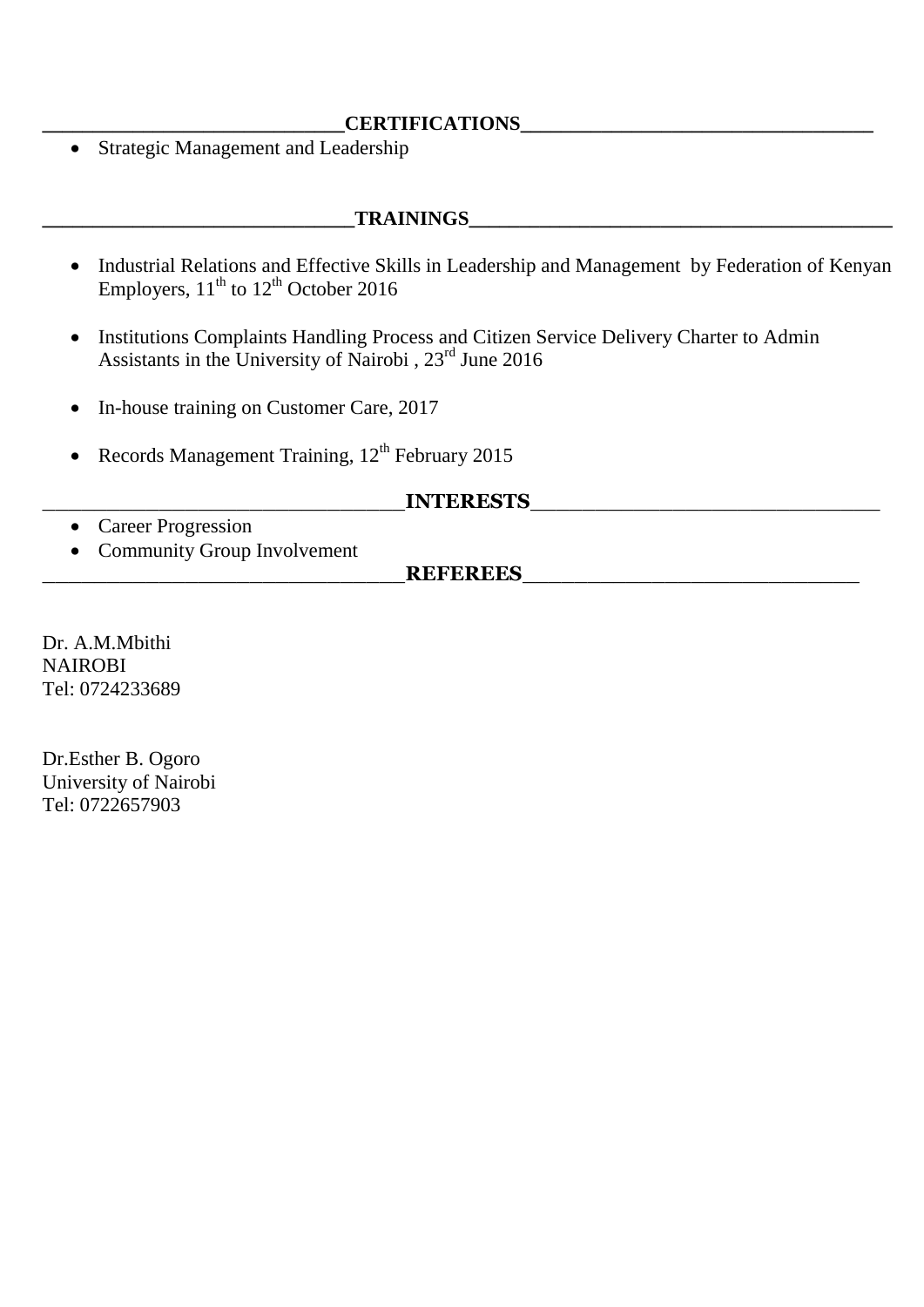## CERTIFICATIONS

- Strategic Management and Leadership

## TRAININGS

- Industrial Relations and Effective Skills in Leadership and Management by Federation of Kenyan Employers, 11th to 12th October 2016
- Institutions Complaints Handling Process and Citizen Service Delivery Charter to Admin Assistants in the University of Nairobi , 23rd June 2016
- In-house training on Customer Care, 2017
- Records Management Training, 12th February 2015

## INTERESTS

- Career Progression
- Community Group Involvement

## REFEREES

Dr. A.M.Mbithi
NAIROBI
Tel: 0724233689

Dr.Esther B. Ogoro
University of Nairobi
Tel: 0722657903